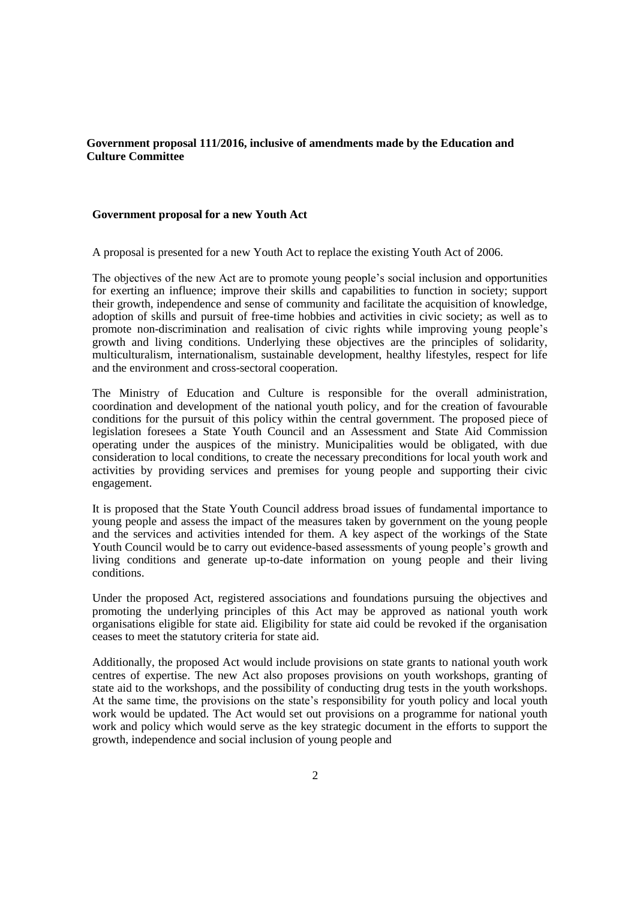**Government proposal 111/2016, inclusive of amendments made by the Education and Culture Committee**

**Government proposal for a new Youth Act**

A proposal is presented for a new Youth Act to replace the existing Youth Act of 2006.

The objectives of the new Act are to promote young people's social inclusion and opportunities for exerting an influence; improve their skills and capabilities to function in society; support their growth, independence and sense of community and facilitate the acquisition of knowledge, adoption of skills and pursuit of free-time hobbies and activities in civic society; as well as to promote non-discrimination and realisation of civic rights while improving young people's growth and living conditions. Underlying these objectives are the principles of solidarity, multiculturalism, internationalism, sustainable development, healthy lifestyles, respect for life and the environment and cross-sectoral cooperation.

The Ministry of Education and Culture is responsible for the overall administration, coordination and development of the national youth policy, and for the creation of favourable conditions for the pursuit of this policy within the central government. The proposed piece of legislation foresees a State Youth Council and an Assessment and State Aid Commission operating under the auspices of the ministry. Municipalities would be obligated, with due consideration to local conditions, to create the necessary preconditions for local youth work and activities by providing services and premises for young people and supporting their civic engagement.

It is proposed that the State Youth Council address broad issues of fundamental importance to young people and assess the impact of the measures taken by government on the young people and the services and activities intended for them. A key aspect of the workings of the State Youth Council would be to carry out evidence-based assessments of young people's growth and living conditions and generate up-to-date information on young people and their living conditions.

Under the proposed Act, registered associations and foundations pursuing the objectives and promoting the underlying principles of this Act may be approved as national youth work organisations eligible for state aid. Eligibility for state aid could be revoked if the organisation ceases to meet the statutory criteria for state aid.

Additionally, the proposed Act would include provisions on state grants to national youth work centres of expertise. The new Act also proposes provisions on youth workshops, granting of state aid to the workshops, and the possibility of conducting drug tests in the youth workshops. At the same time, the provisions on the state's responsibility for youth policy and local youth work would be updated. The Act would set out provisions on a programme for national youth work and policy which would serve as the key strategic document in the efforts to support the growth, independence and social inclusion of young people and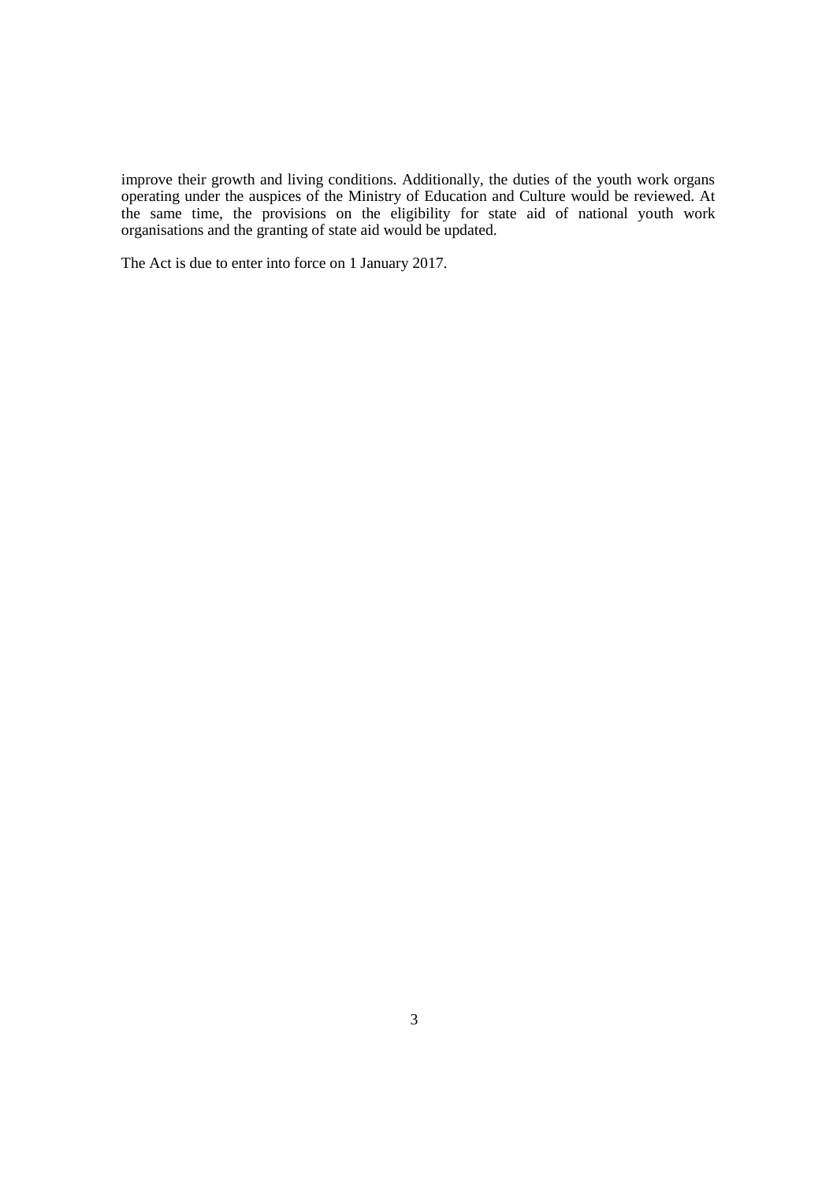improve their growth and living conditions. Additionally, the duties of the youth work organs operating under the auspices of the Ministry of Education and Culture would be reviewed. At the same time, the provisions on the eligibility for state aid of national youth work organisations and the granting of state aid would be updated.

The Act is due to enter into force on 1 January 2017.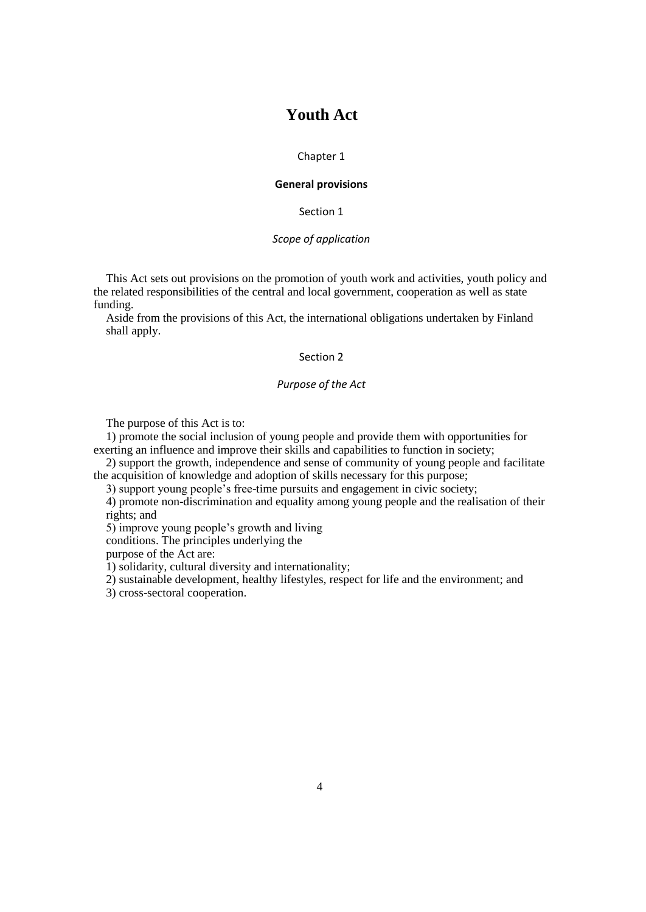# Youth Act

## Chapter 1

### General provisions

Section 1

*Scope of application*

This Act sets out provisions on the promotion of youth work and activities, youth policy and the related responsibilities of the central and local government, cooperation as well as state funding.

Aside from the provisions of this Act, the international obligations undertaken by Finland shall apply.

Section 2

*Purpose of the Act*

The purpose of this Act is to:

1) promote the social inclusion of young people and provide them with opportunities for exerting an influence and improve their skills and capabilities to function in society;

2) support the growth, independence and sense of community of young people and facilitate the acquisition of knowledge and adoption of skills necessary for this purpose;

3) support young people's free-time pursuits and engagement in civic society;

4) promote non-discrimination and equality among young people and the realisation of their rights; and

5) improve young people's growth and living conditions. The principles underlying the purpose of the Act are:

1) solidarity, cultural diversity and internationality;

2) sustainable development, healthy lifestyles, respect for life and the environment; and

3) cross-sectoral cooperation.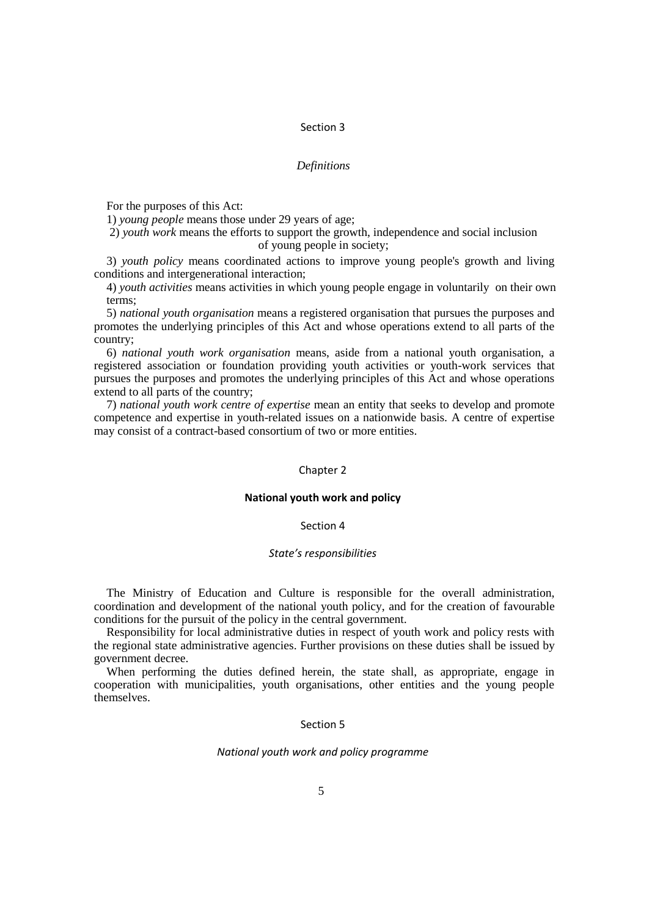### Section 3

*Definitions*

For the purposes of this Act:

1) *young people* means those under 29 years of age;

2) *youth work* means the efforts to support the growth, independence and social inclusion of young people in society;

3) *youth policy* means coordinated actions to improve young people's growth and living conditions and intergenerational interaction;

4) *youth activities* means activities in which young people engage in voluntarily on their own terms;

5) *national youth organisation* means a registered organisation that pursues the purposes and promotes the underlying principles of this Act and whose operations extend to all parts of the country;

6) *national youth work organisation* means, aside from a national youth organisation, a registered association or foundation providing youth activities or youth-work services that pursues the purposes and promotes the underlying principles of this Act and whose operations extend to all parts of the country;

7) *national youth work centre of expertise* mean an entity that seeks to develop and promote competence and expertise in youth-related issues on a nationwide basis. A centre of expertise may consist of a contract-based consortium of two or more entities.

## Chapter 2

## **National youth work and policy**

### Section 4

*State's responsibilities*

The Ministry of Education and Culture is responsible for the overall administration, coordination and development of the national youth policy, and for the creation of favourable conditions for the pursuit of the policy in the central government.

Responsibility for local administrative duties in respect of youth work and policy rests with the regional state administrative agencies. Further provisions on these duties shall be issued by government decree.

When performing the duties defined herein, the state shall, as appropriate, engage in cooperation with municipalities, youth organisations, other entities and the young people themselves.

### Section 5

*National youth work and policy programme*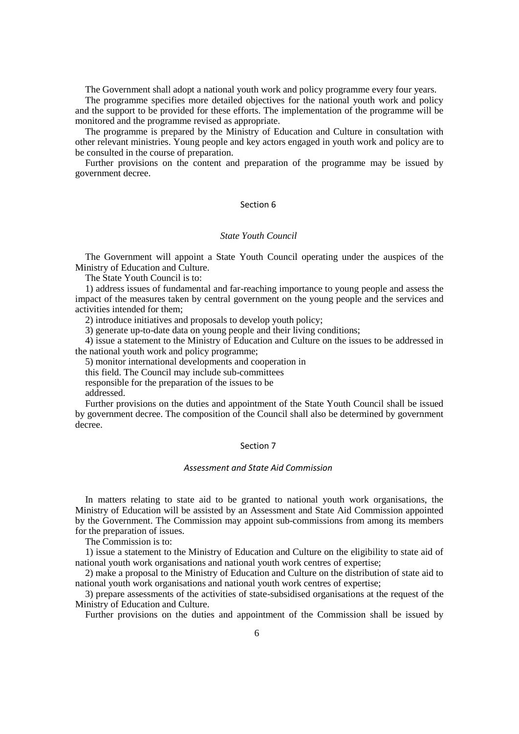The Government shall adopt a national youth work and policy programme every four years.

The programme specifies more detailed objectives for the national youth work and policy and the support to be provided for these efforts. The implementation of the programme will be monitored and the programme revised as appropriate.

The programme is prepared by the Ministry of Education and Culture in consultation with other relevant ministries. Young people and key actors engaged in youth work and policy are to be consulted in the course of preparation.

Further provisions on the content and preparation of the programme may be issued by government decree.

## Section 6

### *State Youth Council*

The Government will appoint a State Youth Council operating under the auspices of the Ministry of Education and Culture.

The State Youth Council is to:

1) address issues of fundamental and far-reaching importance to young people and assess the impact of the measures taken by central government on the young people and the services and activities intended for them;

2) introduce initiatives and proposals to develop youth policy;

3) generate up-to-date data on young people and their living conditions;

4) issue a statement to the Ministry of Education and Culture on the issues to be addressed in the national youth work and policy programme;

5) monitor international developments and cooperation in this field. The Council may include sub-committees responsible for the preparation of the issues to be addressed.

Further provisions on the duties and appointment of the State Youth Council shall be issued by government decree. The composition of the Council shall also be determined by government decree.

## Section 7

### *Assessment and State Aid Commission*

In matters relating to state aid to be granted to national youth work organisations, the Ministry of Education will be assisted by an Assessment and State Aid Commission appointed by the Government. The Commission may appoint sub-commissions from among its members for the preparation of issues.

The Commission is to:

1) issue a statement to the Ministry of Education and Culture on the eligibility to state aid of national youth work organisations and national youth work centres of expertise;

2) make a proposal to the Ministry of Education and Culture on the distribution of state aid to national youth work organisations and national youth work centres of expertise;

3) prepare assessments of the activities of state-subsidised organisations at the request of the Ministry of Education and Culture.

Further provisions on the duties and appointment of the Commission shall be issued by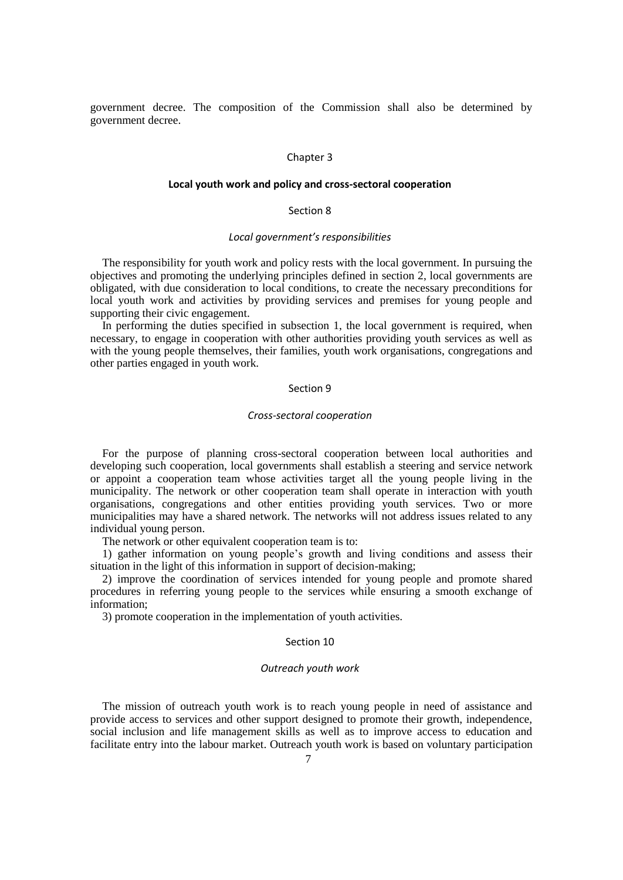government decree. The composition of the Commission shall also be determined by government decree.

## Chapter 3

## **Local youth work and policy and cross-sectoral cooperation**

### Section 8

*Local government's responsibilities*

The responsibility for youth work and policy rests with the local government. In pursuing the objectives and promoting the underlying principles defined in section 2, local governments are obligated, with due consideration to local conditions, to create the necessary preconditions for local youth work and activities by providing services and premises for young people and supporting their civic engagement.

In performing the duties specified in subsection 1, the local government is required, when necessary, to engage in cooperation with other authorities providing youth services as well as with the young people themselves, their families, youth work organisations, congregations and other parties engaged in youth work.

### Section 9

*Cross-sectoral cooperation*

For the purpose of planning cross-sectoral cooperation between local authorities and developing such cooperation, local governments shall establish a steering and service network or appoint a cooperation team whose activities target all the young people living in the municipality. The network or other cooperation team shall operate in interaction with youth organisations, congregations and other entities providing youth services. Two or more municipalities may have a shared network. The networks will not address issues related to any individual young person.

The network or other equivalent cooperation team is to:

1) gather information on young people's growth and living conditions and assess their situation in the light of this information in support of decision-making;

2) improve the coordination of services intended for young people and promote shared procedures in referring young people to the services while ensuring a smooth exchange of information;

3) promote cooperation in the implementation of youth activities.

### Section 10

*Outreach youth work*

The mission of outreach youth work is to reach young people in need of assistance and provide access to services and other support designed to promote their growth, independence, social inclusion and life management skills as well as to improve access to education and facilitate entry into the labour market. Outreach youth work is based on voluntary participation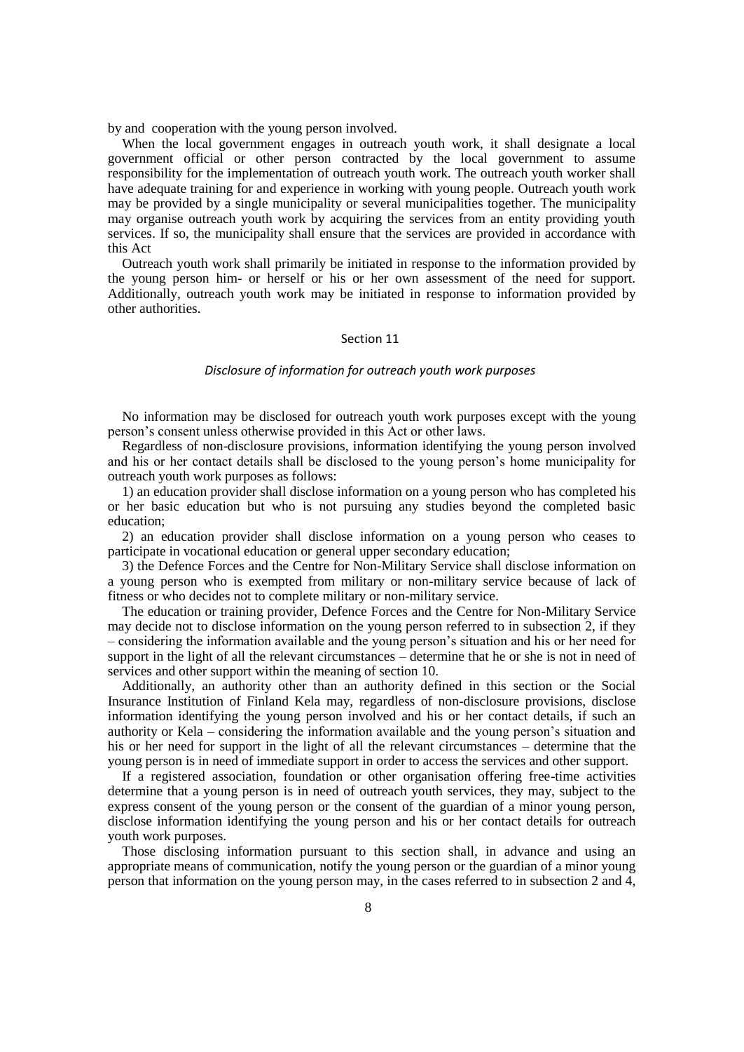by and cooperation with the young person involved.

When the local government engages in outreach youth work, it shall designate a local government official or other person contracted by the local government to assume responsibility for the implementation of outreach youth work. The outreach youth worker shall have adequate training for and experience in working with young people. Outreach youth work may be provided by a single municipality or several municipalities together. The municipality may organise outreach youth work by acquiring the services from an entity providing youth services. If so, the municipality shall ensure that the services are provided in accordance with this Act

Outreach youth work shall primarily be initiated in response to the information provided by the young person him- or herself or his or her own assessment of the need for support. Additionally, outreach youth work may be initiated in response to information provided by other authorities.

## Section 11

*Disclosure of information for outreach youth work purposes*

No information may be disclosed for outreach youth work purposes except with the young person's consent unless otherwise provided in this Act or other laws.

Regardless of non-disclosure provisions, information identifying the young person involved and his or her contact details shall be disclosed to the young person's home municipality for outreach youth work purposes as follows:

1) an education provider shall disclose information on a young person who has completed his or her basic education but who is not pursuing any studies beyond the completed basic education;

2) an education provider shall disclose information on a young person who ceases to participate in vocational education or general upper secondary education;

3) the Defence Forces and the Centre for Non-Military Service shall disclose information on a young person who is exempted from military or non-military service because of lack of fitness or who decides not to complete military or non-military service.

The education or training provider, Defence Forces and the Centre for Non-Military Service may decide not to disclose information on the young person referred to in subsection 2, if they – considering the information available and the young person's situation and his or her need for support in the light of all the relevant circumstances – determine that he or she is not in need of services and other support within the meaning of section 10.

Additionally, an authority other than an authority defined in this section or the Social Insurance Institution of Finland Kela may, regardless of non-disclosure provisions, disclose information identifying the young person involved and his or her contact details, if such an authority or Kela – considering the information available and the young person's situation and his or her need for support in the light of all the relevant circumstances – determine that the young person is in need of immediate support in order to access the services and other support.

If a registered association, foundation or other organisation offering free-time activities determine that a young person is in need of outreach youth services, they may, subject to the express consent of the young person or the consent of the guardian of a minor young person, disclose information identifying the young person and his or her contact details for outreach youth work purposes.

Those disclosing information pursuant to this section shall, in advance and using an appropriate means of communication, notify the young person or the guardian of a minor young person that information on the young person may, in the cases referred to in subsection 2 and 4,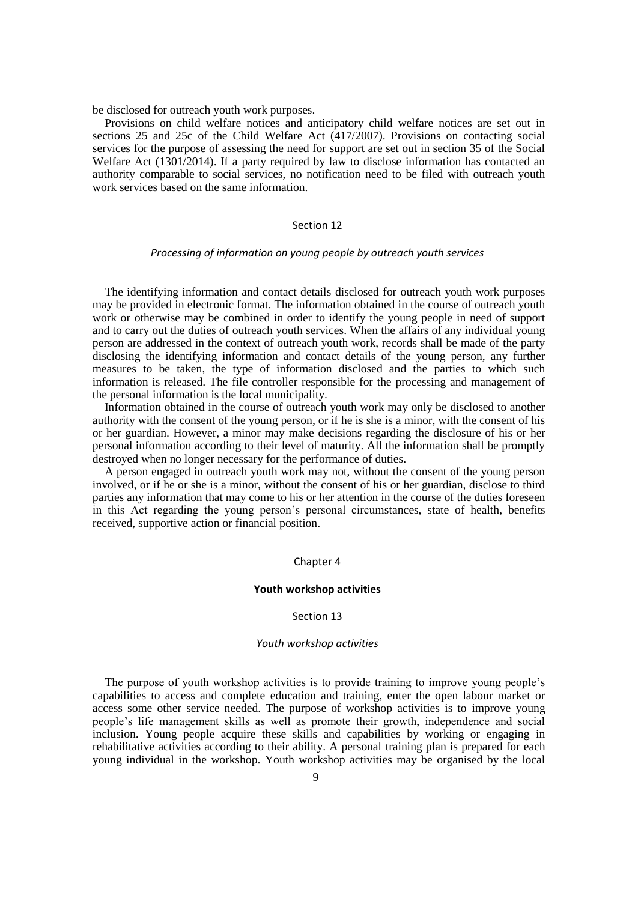be disclosed for outreach youth work purposes.

Provisions on child welfare notices and anticipatory child welfare notices are set out in sections 25 and 25c of the Child Welfare Act (417/2007). Provisions on contacting social services for the purpose of assessing the need for support are set out in section 35 of the Social Welfare Act (1301/2014). If a party required by law to disclose information has contacted an authority comparable to social services, no notification need to be filed with outreach youth work services based on the same information.

Section 12

*Processing of information on young people by outreach youth services*

The identifying information and contact details disclosed for outreach youth work purposes may be provided in electronic format. The information obtained in the course of outreach youth work or otherwise may be combined in order to identify the young people in need of support and to carry out the duties of outreach youth services. When the affairs of any individual young person are addressed in the context of outreach youth work, records shall be made of the party disclosing the identifying information and contact details of the young person, any further measures to be taken, the type of information disclosed and the parties to which such information is released. The file controller responsible for the processing and management of the personal information is the local municipality.

Information obtained in the course of outreach youth work may only be disclosed to another authority with the consent of the young person, or if he is she is a minor, with the consent of his or her guardian. However, a minor may make decisions regarding the disclosure of his or her personal information according to their level of maturity. All the information shall be promptly destroyed when no longer necessary for the performance of duties.

A person engaged in outreach youth work may not, without the consent of the young person involved, or if he or she is a minor, without the consent of his or her guardian, disclose to third parties any information that may come to his or her attention in the course of the duties foreseen in this Act regarding the young person's personal circumstances, state of health, benefits received, supportive action or financial position.

Chapter 4

## Youth workshop activities

Section 13

*Youth workshop activities*

The purpose of youth workshop activities is to provide training to improve young people's capabilities to access and complete education and training, enter the open labour market or access some other service needed. The purpose of workshop activities is to improve young people's life management skills as well as promote their growth, independence and social inclusion. Young people acquire these skills and capabilities by working or engaging in rehabilitative activities according to their ability. A personal training plan is prepared for each young individual in the workshop. Youth workshop activities may be organised by the local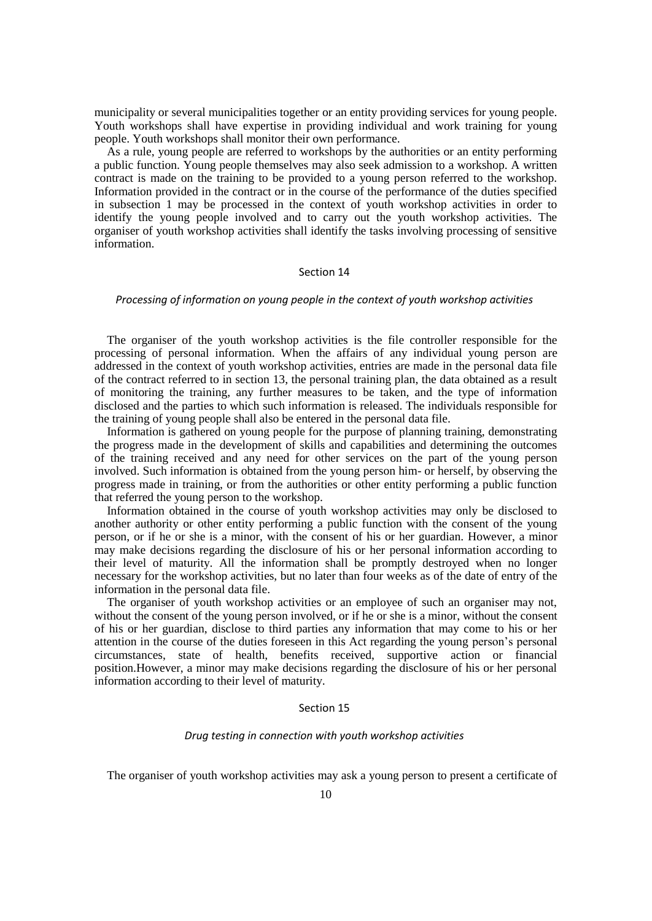municipality or several municipalities together or an entity providing services for young people. Youth workshops shall have expertise in providing individual and work training for young people. Youth workshops shall monitor their own performance.

As a rule, young people are referred to workshops by the authorities or an entity performing a public function. Young people themselves may also seek admission to a workshop. A written contract is made on the training to be provided to a young person referred to the workshop. Information provided in the contract or in the course of the performance of the duties specified in subsection 1 may be processed in the context of youth workshop activities in order to identify the young people involved and to carry out the youth workshop activities. The organiser of youth workshop activities shall identify the tasks involving processing of sensitive information.

## Section 14

### *Processing of information on young people in the context of youth workshop activities*

The organiser of the youth workshop activities is the file controller responsible for the processing of personal information. When the affairs of any individual young person are addressed in the context of youth workshop activities, entries are made in the personal data file of the contract referred to in section 13, the personal training plan, the data obtained as a result of monitoring the training, any further measures to be taken, and the type of information disclosed and the parties to which such information is released. The individuals responsible for the training of young people shall also be entered in the personal data file.

Information is gathered on young people for the purpose of planning training, demonstrating the progress made in the development of skills and capabilities and determining the outcomes of the training received and any need for other services on the part of the young person involved. Such information is obtained from the young person him- or herself, by observing the progress made in training, or from the authorities or other entity performing a public function that referred the young person to the workshop.

Information obtained in the course of youth workshop activities may only be disclosed to another authority or other entity performing a public function with the consent of the young person, or if he or she is a minor, with the consent of his or her guardian. However, a minor may make decisions regarding the disclosure of his or her personal information according to their level of maturity. All the information shall be promptly destroyed when no longer necessary for the workshop activities, but no later than four weeks as of the date of entry of the information in the personal data file.

The organiser of youth workshop activities or an employee of such an organiser may not, without the consent of the young person involved, or if he or she is a minor, without the consent of his or her guardian, disclose to third parties any information that may come to his or her attention in the course of the duties foreseen in this Act regarding the young person's personal circumstances, state of health, benefits received, supportive action or financial position.However, a minor may make decisions regarding the disclosure of his or her personal information according to their level of maturity.

## Section 15

### *Drug testing in connection with youth workshop activities*

The organiser of youth workshop activities may ask a young person to present a certificate of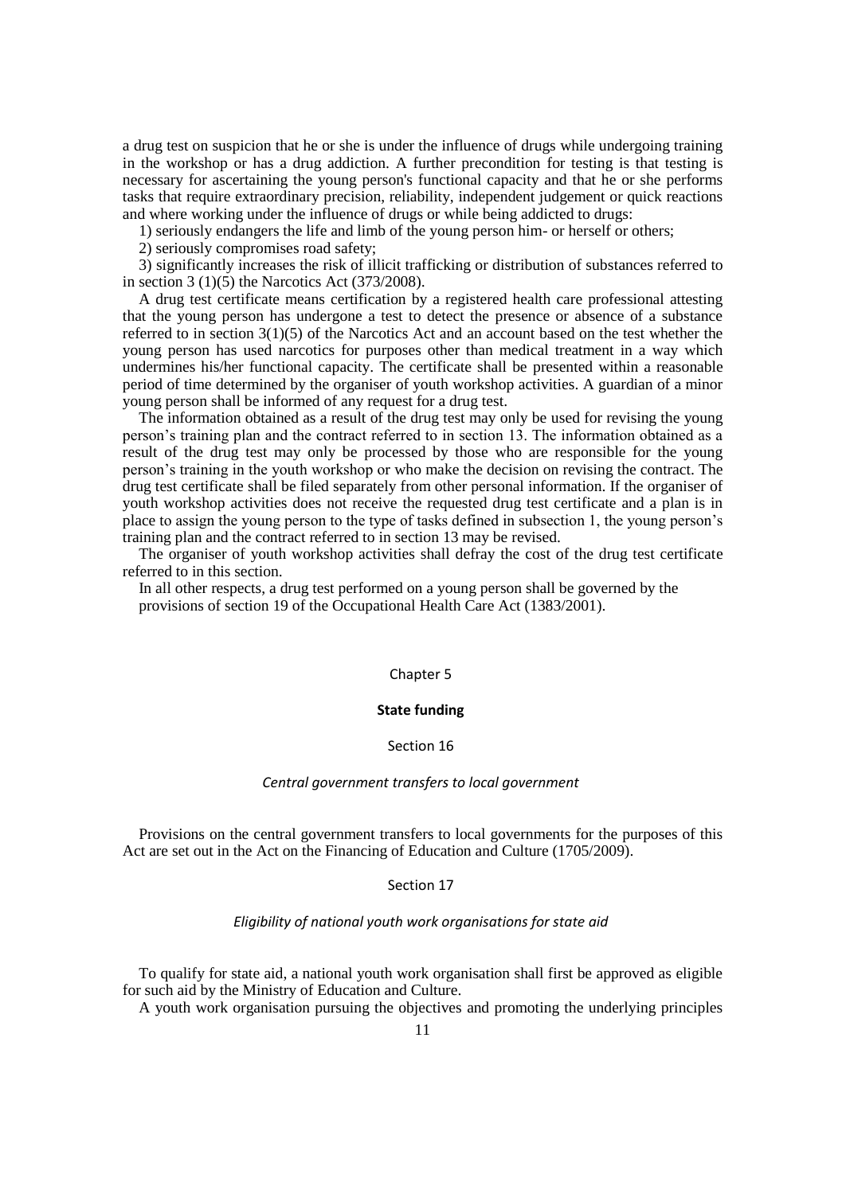a drug test on suspicion that he or she is under the influence of drugs while undergoing training in the workshop or has a drug addiction. A further precondition for testing is that testing is necessary for ascertaining the young person's functional capacity and that he or she performs tasks that require extraordinary precision, reliability, independent judgement or quick reactions and where working under the influence of drugs or while being addicted to drugs:

1) seriously endangers the life and limb of the young person him- or herself or others;

2) seriously compromises road safety;

3) significantly increases the risk of illicit trafficking or distribution of substances referred to in section 3 (1)(5) the Narcotics Act (373/2008).

A drug test certificate means certification by a registered health care professional attesting that the young person has undergone a test to detect the presence or absence of a substance referred to in section 3(1)(5) of the Narcotics Act and an account based on the test whether the young person has used narcotics for purposes other than medical treatment in a way which undermines his/her functional capacity. The certificate shall be presented within a reasonable period of time determined by the organiser of youth workshop activities. A guardian of a minor young person shall be informed of any request for a drug test.

The information obtained as a result of the drug test may only be used for revising the young person's training plan and the contract referred to in section 13. The information obtained as a result of the drug test may only be processed by those who are responsible for the young person's training in the youth workshop or who make the decision on revising the contract. The drug test certificate shall be filed separately from other personal information. If the organiser of youth workshop activities does not receive the requested drug test certificate and a plan is in place to assign the young person to the type of tasks defined in subsection 1, the young person's training plan and the contract referred to in section 13 may be revised.

The organiser of youth workshop activities shall defray the cost of the drug test certificate referred to in this section.

In all other respects, a drug test performed on a young person shall be governed by the provisions of section 19 of the Occupational Health Care Act (1383/2001).

## Chapter 5

## State funding

### Section 16

*Central government transfers to local government*

Provisions on the central government transfers to local governments for the purposes of this Act are set out in the Act on the Financing of Education and Culture (1705/2009).

### Section 17

*Eligibility of national youth work organisations for state aid*

To qualify for state aid, a national youth work organisation shall first be approved as eligible for such aid by the Ministry of Education and Culture.

A youth work organisation pursuing the objectives and promoting the underlying principles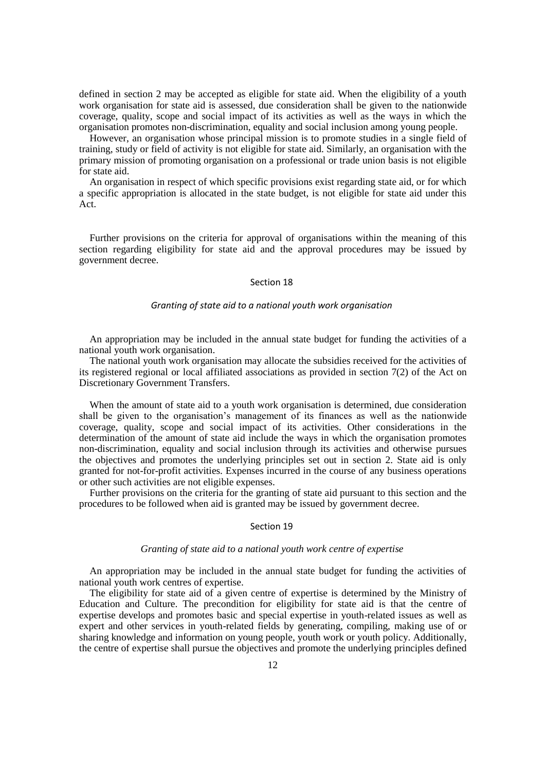defined in section 2 may be accepted as eligible for state aid. When the eligibility of a youth work organisation for state aid is assessed, due consideration shall be given to the nationwide coverage, quality, scope and social impact of its activities as well as the ways in which the organisation promotes non-discrimination, equality and social inclusion among young people.

However, an organisation whose principal mission is to promote studies in a single field of training, study or field of activity is not eligible for state aid. Similarly, an organisation with the primary mission of promoting organisation on a professional or trade union basis is not eligible for state aid.

An organisation in respect of which specific provisions exist regarding state aid, or for which a specific appropriation is allocated in the state budget, is not eligible for state aid under this Act.

Further provisions on the criteria for approval of organisations within the meaning of this section regarding eligibility for state aid and the approval procedures may be issued by government decree.

## Section 18

*Granting of state aid to a national youth work organisation*

An appropriation may be included in the annual state budget for funding the activities of a national youth work organisation.

The national youth work organisation may allocate the subsidies received for the activities of its registered regional or local affiliated associations as provided in section 7(2) of the Act on Discretionary Government Transfers.

When the amount of state aid to a youth work organisation is determined, due consideration shall be given to the organisation's management of its finances as well as the nationwide coverage, quality, scope and social impact of its activities. Other considerations in the determination of the amount of state aid include the ways in which the organisation promotes non-discrimination, equality and social inclusion through its activities and otherwise pursues the objectives and promotes the underlying principles set out in section 2. State aid is only granted for not-for-profit activities. Expenses incurred in the course of any business operations or other such activities are not eligible expenses.

Further provisions on the criteria for the granting of state aid pursuant to this section and the procedures to be followed when aid is granted may be issued by government decree.

## Section 19

*Granting of state aid to a national youth work centre of expertise*

An appropriation may be included in the annual state budget for funding the activities of national youth work centres of expertise.

The eligibility for state aid of a given centre of expertise is determined by the Ministry of Education and Culture. The precondition for eligibility for state aid is that the centre of expertise develops and promotes basic and special expertise in youth-related issues as well as expert and other services in youth-related fields by generating, compiling, making use of or sharing knowledge and information on young people, youth work or youth policy. Additionally, the centre of expertise shall pursue the objectives and promote the underlying principles defined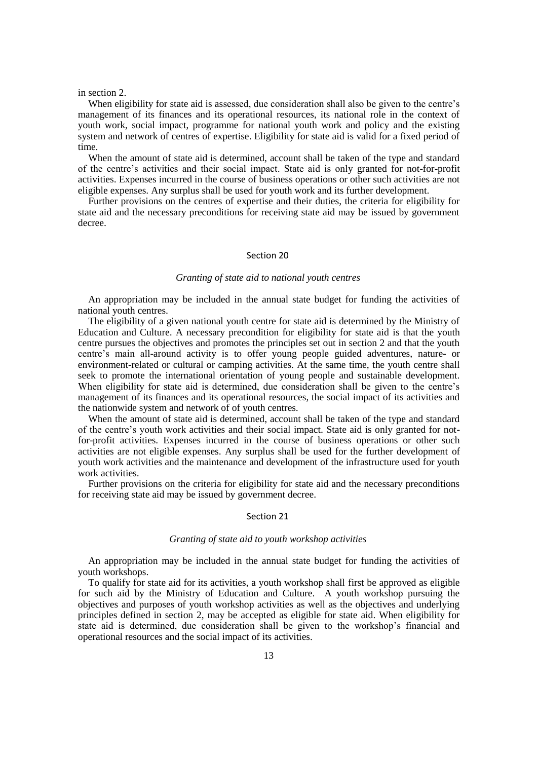in section 2.

When eligibility for state aid is assessed, due consideration shall also be given to the centre's management of its finances and its operational resources, its national role in the context of youth work, social impact, programme for national youth work and policy and the existing system and network of centres of expertise. Eligibility for state aid is valid for a fixed period of time.

When the amount of state aid is determined, account shall be taken of the type and standard of the centre's activities and their social impact. State aid is only granted for not-for-profit activities. Expenses incurred in the course of business operations or other such activities are not eligible expenses. Any surplus shall be used for youth work and its further development.

Further provisions on the centres of expertise and their duties, the criteria for eligibility for state aid and the necessary preconditions for receiving state aid may be issued by government decree.

## Section 20

### *Granting of state aid to national youth centres*

An appropriation may be included in the annual state budget for funding the activities of national youth centres.

The eligibility of a given national youth centre for state aid is determined by the Ministry of Education and Culture. A necessary precondition for eligibility for state aid is that the youth centre pursues the objectives and promotes the principles set out in section 2 and that the youth centre's main all-around activity is to offer young people guided adventures, nature- or environment-related or cultural or camping activities. At the same time, the youth centre shall seek to promote the international orientation of young people and sustainable development. When eligibility for state aid is determined, due consideration shall be given to the centre's management of its finances and its operational resources, the social impact of its activities and the nationwide system and network of of youth centres.

When the amount of state aid is determined, account shall be taken of the type and standard of the centre's youth work activities and their social impact. State aid is only granted for not-for-profit activities. Expenses incurred in the course of business operations or other such activities are not eligible expenses. Any surplus shall be used for the further development of youth work activities and the maintenance and development of the infrastructure used for youth work activities.

Further provisions on the criteria for eligibility for state aid and the necessary preconditions for receiving state aid may be issued by government decree.

## Section 21

### *Granting of state aid to youth workshop activities*

An appropriation may be included in the annual state budget for funding the activities of youth workshops.

To qualify for state aid for its activities, a youth workshop shall first be approved as eligible for such aid by the Ministry of Education and Culture. A youth workshop pursuing the objectives and purposes of youth workshop activities as well as the objectives and underlying principles defined in section 2, may be accepted as eligible for state aid. When eligibility for state aid is determined, due consideration shall be given to the workshop's financial and operational resources and the social impact of its activities.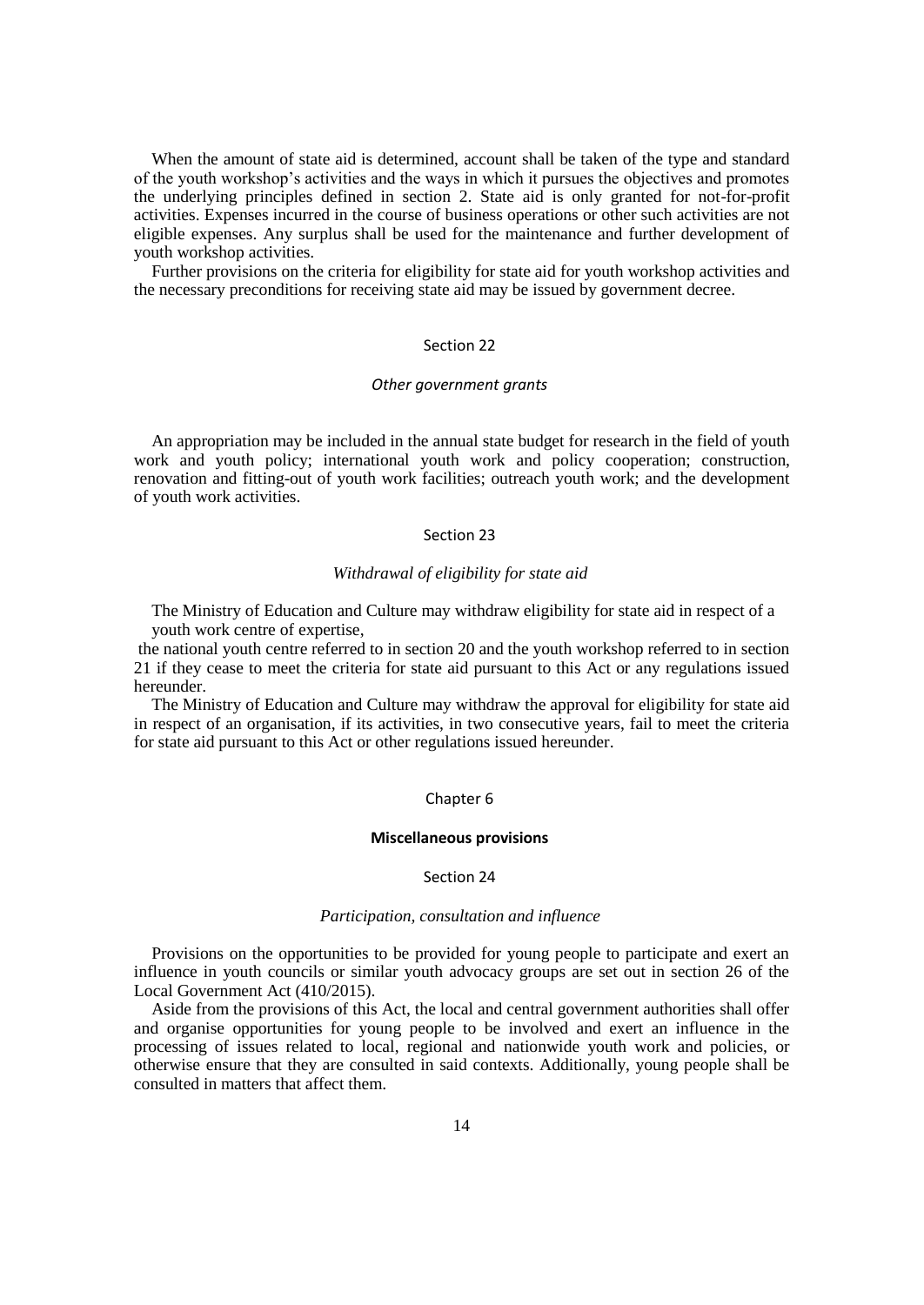When the amount of state aid is determined, account shall be taken of the type and standard of the youth workshop's activities and the ways in which it pursues the objectives and promotes the underlying principles defined in section 2. State aid is only granted for not-for-profit activities. Expenses incurred in the course of business operations or other such activities are not eligible expenses. Any surplus shall be used for the maintenance and further development of youth workshop activities.

Further provisions on the criteria for eligibility for state aid for youth workshop activities and the necessary preconditions for receiving state aid may be issued by government decree.

### Section 22

*Other government grants*

An appropriation may be included in the annual state budget for research in the field of youth work and youth policy; international youth work and policy cooperation; construction, renovation and fitting-out of youth work facilities; outreach youth work; and the development of youth work activities.

### Section 23

*Withdrawal of eligibility for state aid*

The Ministry of Education and Culture may withdraw eligibility for state aid in respect of a youth work centre of expertise,
the national youth centre referred to in section 20 and the youth workshop referred to in section 21 if they cease to meet the criteria for state aid pursuant to this Act or any regulations issued hereunder.

The Ministry of Education and Culture may withdraw the approval for eligibility for state aid in respect of an organisation, if its activities, in two consecutive years, fail to meet the criteria for state aid pursuant to this Act or other regulations issued hereunder.

## Chapter 6

## Miscellaneous provisions

### Section 24

*Participation, consultation and influence*

Provisions on the opportunities to be provided for young people to participate and exert an influence in youth councils or similar youth advocacy groups are set out in section 26 of the Local Government Act (410/2015).

Aside from the provisions of this Act, the local and central government authorities shall offer and organise opportunities for young people to be involved and exert an influence in the processing of issues related to local, regional and nationwide youth work and policies, or otherwise ensure that they are consulted in said contexts. Additionally, young people shall be consulted in matters that affect them.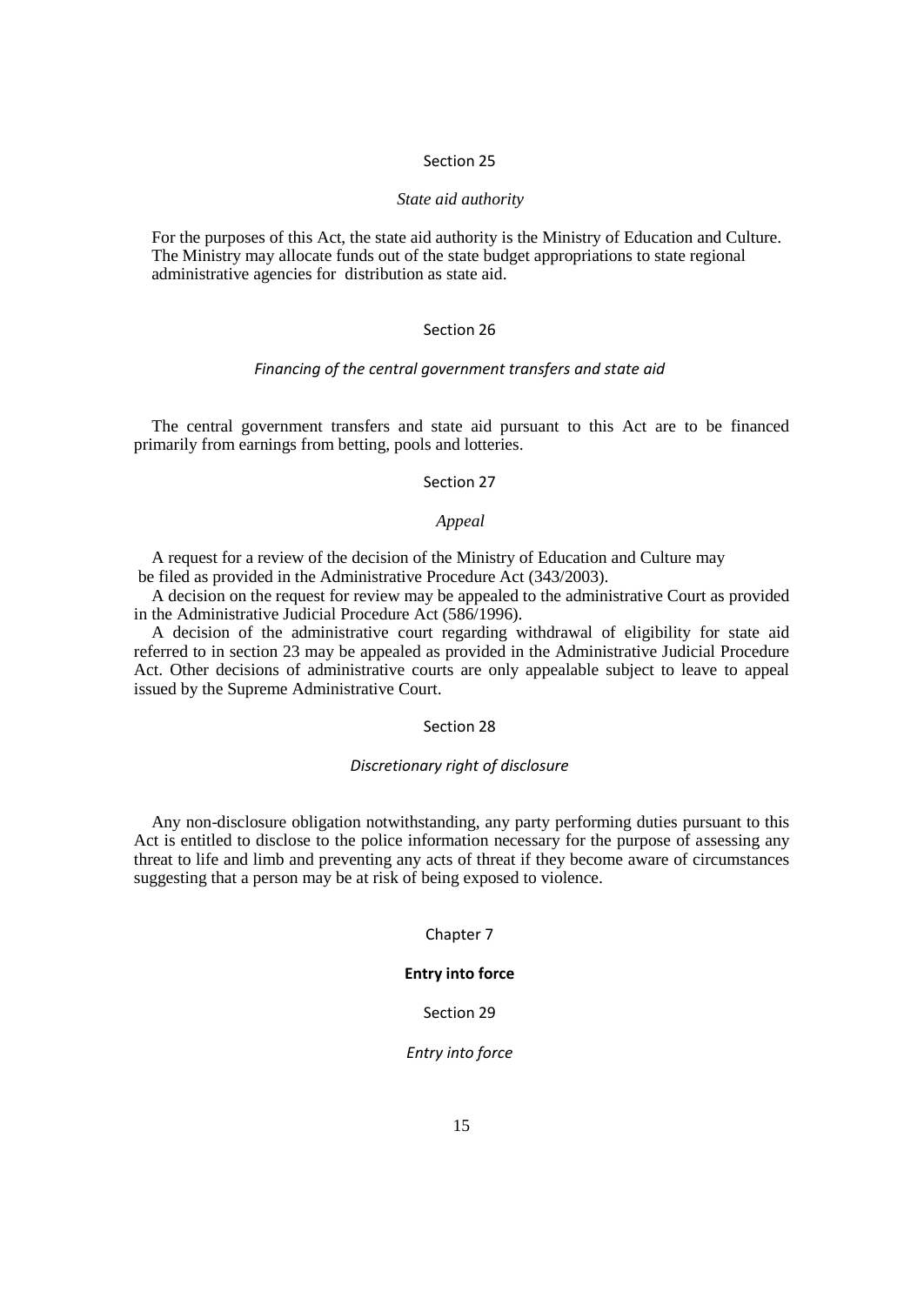### Section 25

*State aid authority*

For the purposes of this Act, the state aid authority is the Ministry of Education and Culture. The Ministry may allocate funds out of the state budget appropriations to state regional administrative agencies for distribution as state aid.

### Section 26

*Financing of the central government transfers and state aid*

The central government transfers and state aid pursuant to this Act are to be financed primarily from earnings from betting, pools and lotteries.

### Section 27

*Appeal*

A request for a review of the decision of the Ministry of Education and Culture may be filed as provided in the Administrative Procedure Act (343/2003).

A decision on the request for review may be appealed to the administrative Court as provided in the Administrative Judicial Procedure Act (586/1996).

A decision of the administrative court regarding withdrawal of eligibility for state aid referred to in section 23 may be appealed as provided in the Administrative Judicial Procedure Act. Other decisions of administrative courts are only appealable subject to leave to appeal issued by the Supreme Administrative Court.

### Section 28

*Discretionary right of disclosure*

Any non-disclosure obligation notwithstanding, any party performing duties pursuant to this Act is entitled to disclose to the police information necessary for the purpose of assessing any threat to life and limb and preventing any acts of threat if they become aware of circumstances suggesting that a person may be at risk of being exposed to violence.

## Chapter 7

## **Entry into force**

### Section 29

*Entry into force*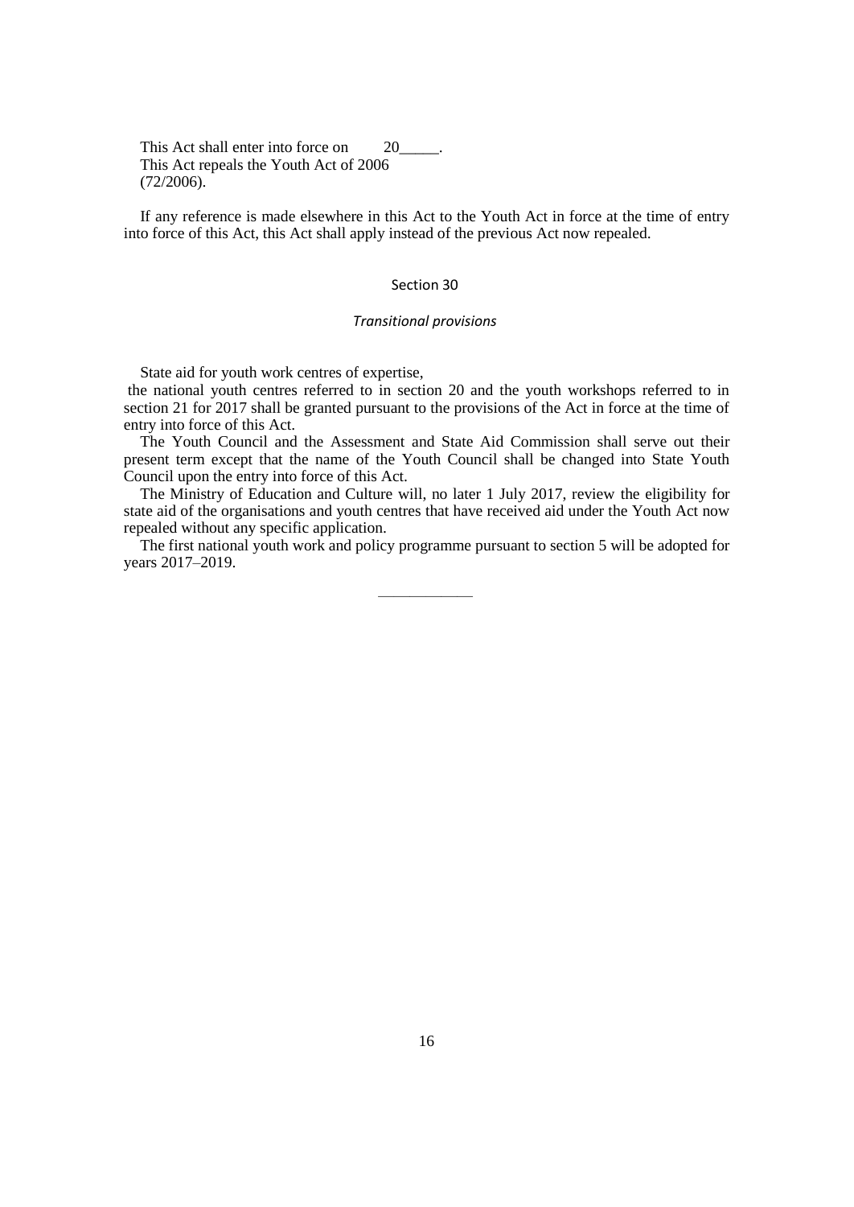This Act shall enter into force on 20_____.
This Act repeals the Youth Act of 2006 (72/2006).

If any reference is made elsewhere in this Act to the Youth Act in force at the time of entry into force of this Act, this Act shall apply instead of the previous Act now repealed.

Section 30

*Transitional provisions*

State aid for youth work centres of expertise,
the national youth centres referred to in section 20 and the youth workshops referred to in section 21 for 2017 shall be granted pursuant to the provisions of the Act in force at the time of entry into force of this Act.

The Youth Council and the Assessment and State Aid Commission shall serve out their present term except that the name of the Youth Council shall be changed into State Youth Council upon the entry into force of this Act.

The Ministry of Education and Culture will, no later 1 July 2017, review the eligibility for state aid of the organisations and youth centres that have received aid under the Youth Act now repealed without any specific application.

The first national youth work and policy programme pursuant to section 5 will be adopted for years 2017–2019.

---